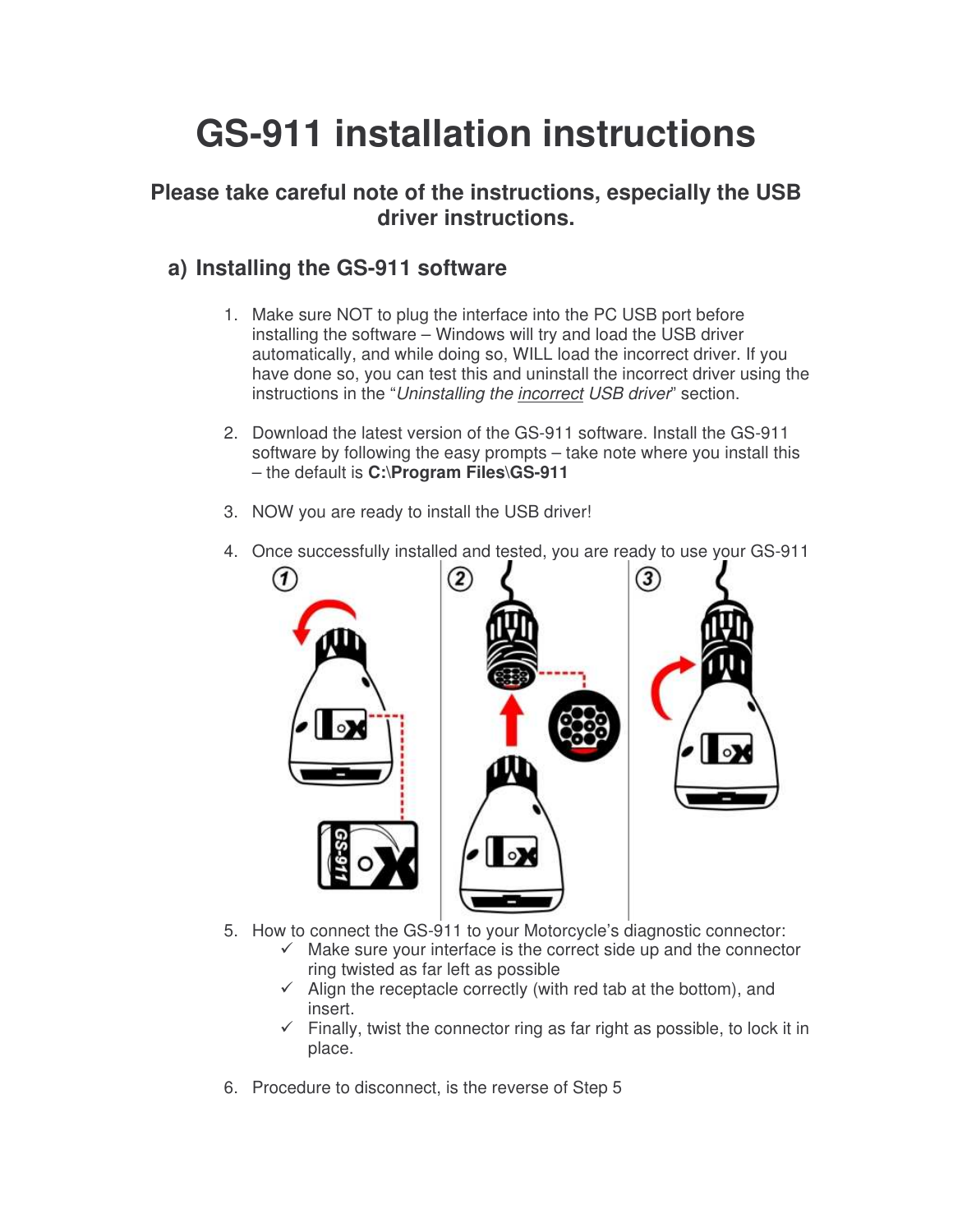# GS-911 installation instructions

## Please take careful note of the instructions, especially the USB driver instructions.

## a) Installing the GS-911 software

1. Make sure NOT to plug the interface into the PC USB port before installing the software – Windows will try and load the USB driver automatically, and while doing so, WILL load the incorrect driver. If you have done so, you can test this and uninstall the incorrect driver using the instructions in the "*Uninstalling the incorrect USB driver*" section.

2. Download the latest version of the GS-911 software. Install the GS-911 software by following the easy prompts – take note where you install this – the default is **C:\Program Files\GS-911**

3. NOW you are ready to install the USB driver!

4. Once successfully installed and tested, you are ready to use your GS-911

5. How to connect the GS-911 to your Motorcycle's diagnostic connector:
   - ✓ Make sure your interface is the correct side up and the connector ring twisted as far left as possible
   - ✓ Align the receptacle correctly (with red tab at the bottom), and insert.
   - ✓ Finally, twist the connector ring as far right as possible, to lock it in place.

6. Procedure to disconnect, is the reverse of Step 5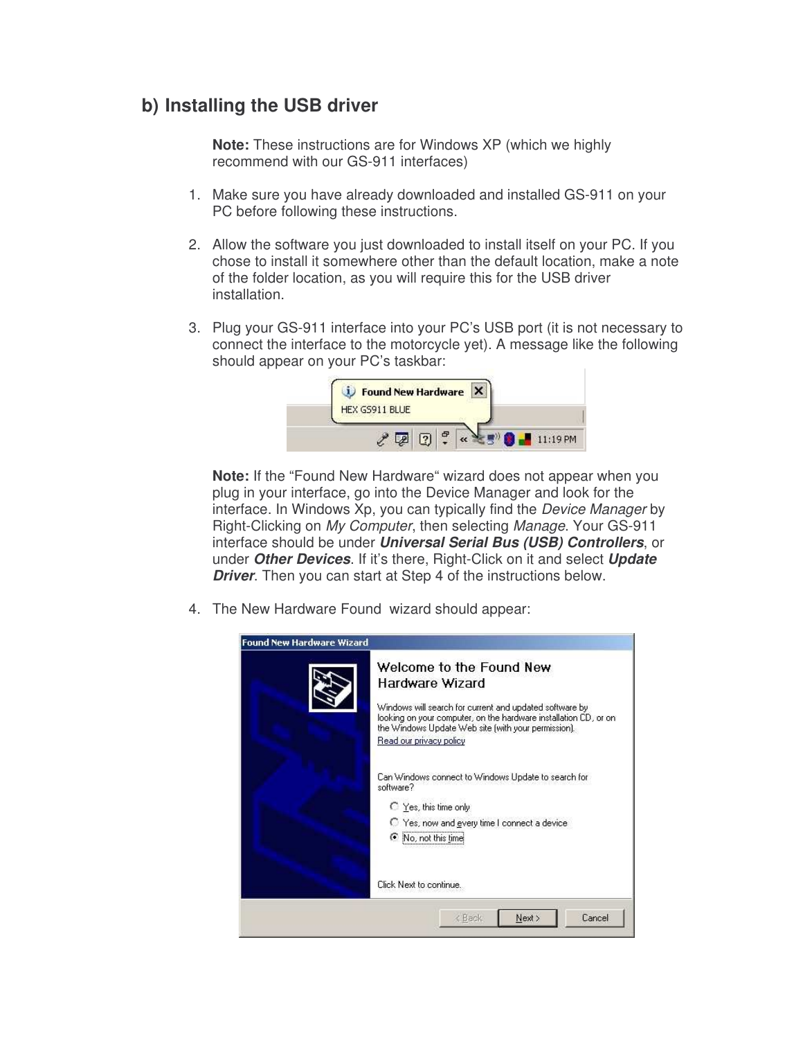## b) Installing the USB driver

**Note:** These instructions are for Windows XP (which we highly recommend with our GS-911 interfaces)

1. Make sure you have already downloaded and installed GS-911 on your PC before following these instructions.

2. Allow the software you just downloaded to install itself on your PC. If you chose to install it somewhere other than the default location, make a note of the folder location, as you will require this for the USB driver installation.

3. Plug your GS-911 interface into your PC's USB port (it is not necessary to connect the interface to the motorcycle yet). A message like the following should appear on your PC's taskbar:

   **Note:** If the "Found New Hardware" wizard does not appear when you plug in your interface, go into the Device Manager and look for the interface. In Windows Xp, you can typically find the *Device Manager* by Right-Clicking on *My Computer*, then selecting *Manage*. Your GS-911 interface should be under ***Universal Serial Bus (USB) Controllers***, or under ***Other Devices***. If it's there, Right-Click on it and select ***Update Driver***. Then you can start at Step 4 of the instructions below.

4. The New Hardware Found wizard should appear: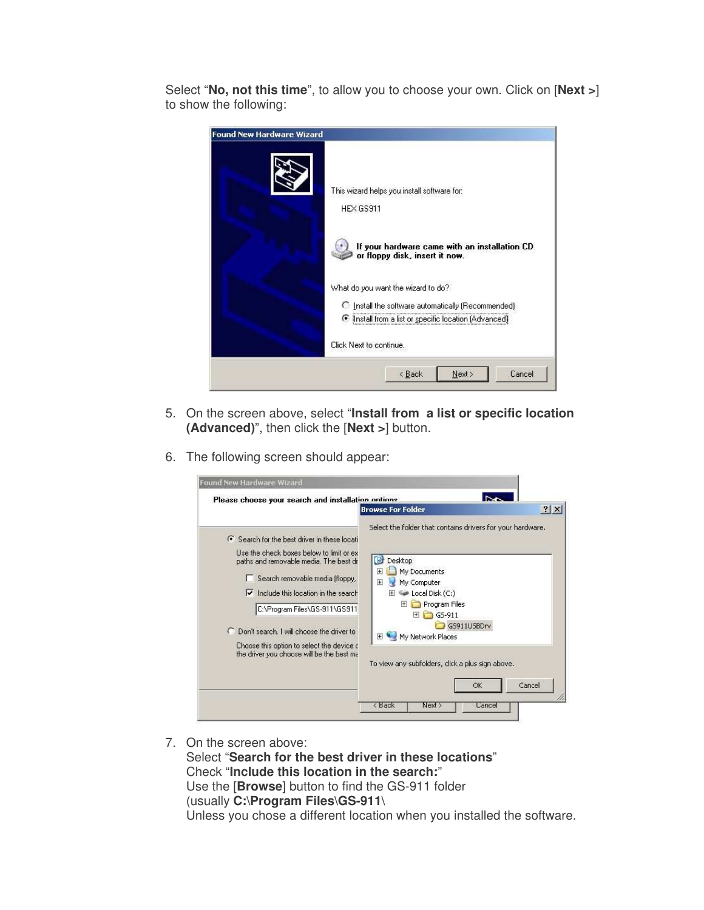Select “**No, not this time**”, to allow you to choose your own. Click on [**Next >**] to show the following:

5. On the screen above, select “**Install from a list or specific location (Advanced)**”, then click the [**Next >**] button.

6. The following screen should appear:

7. On the screen above:
   Select “**Search for the best driver in these locations**”
   Check “**Include this location in the search:**”
   Use the [**Browse**] button to find the GS-911 folder
   (usually **C:\Program Files\GS-911\**
   Unless you chose a different location when you installed the software.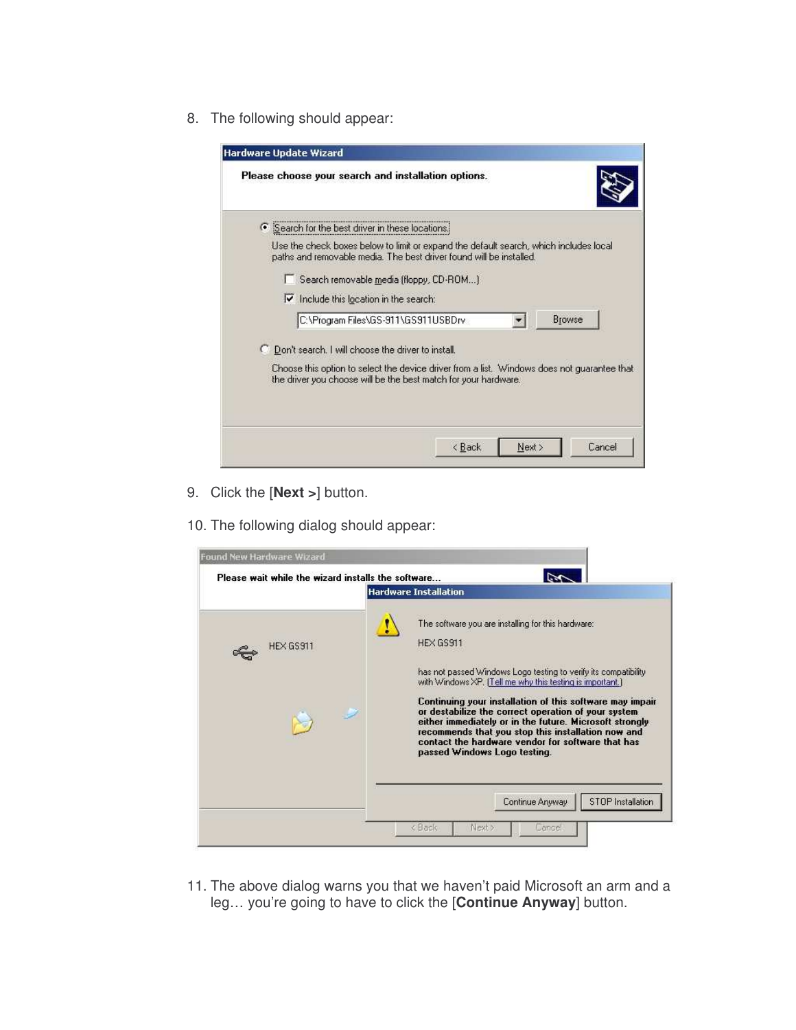8. The following should appear:

9. Click the [**Next >**] button.

10. The following dialog should appear:

11. The above dialog warns you that we haven't paid Microsoft an arm and a leg… you're going to have to click the [**Continue Anyway**] button.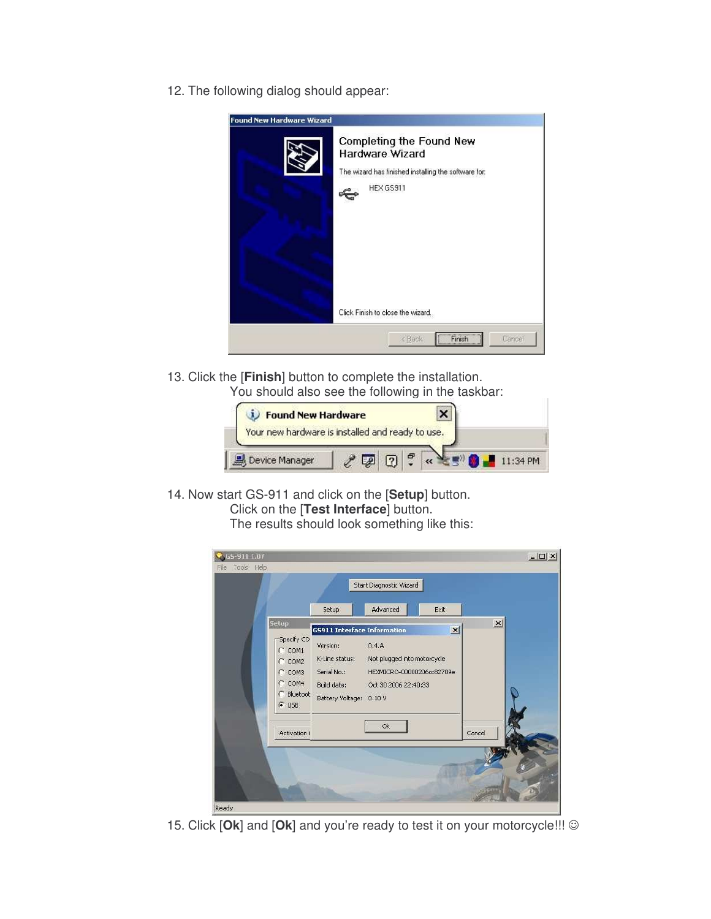12. The following dialog should appear:

13. Click the [**Finish**] button to complete the installation.
    You should also see the following in the taskbar:

14. Now start GS-911 and click on the [**Setup**] button.
    Click on the [**Test Interface**] button.
    The results should look something like this:

15. Click [**Ok**] and [**Ok**] and you're ready to test it on your motorcycle!!! ☺